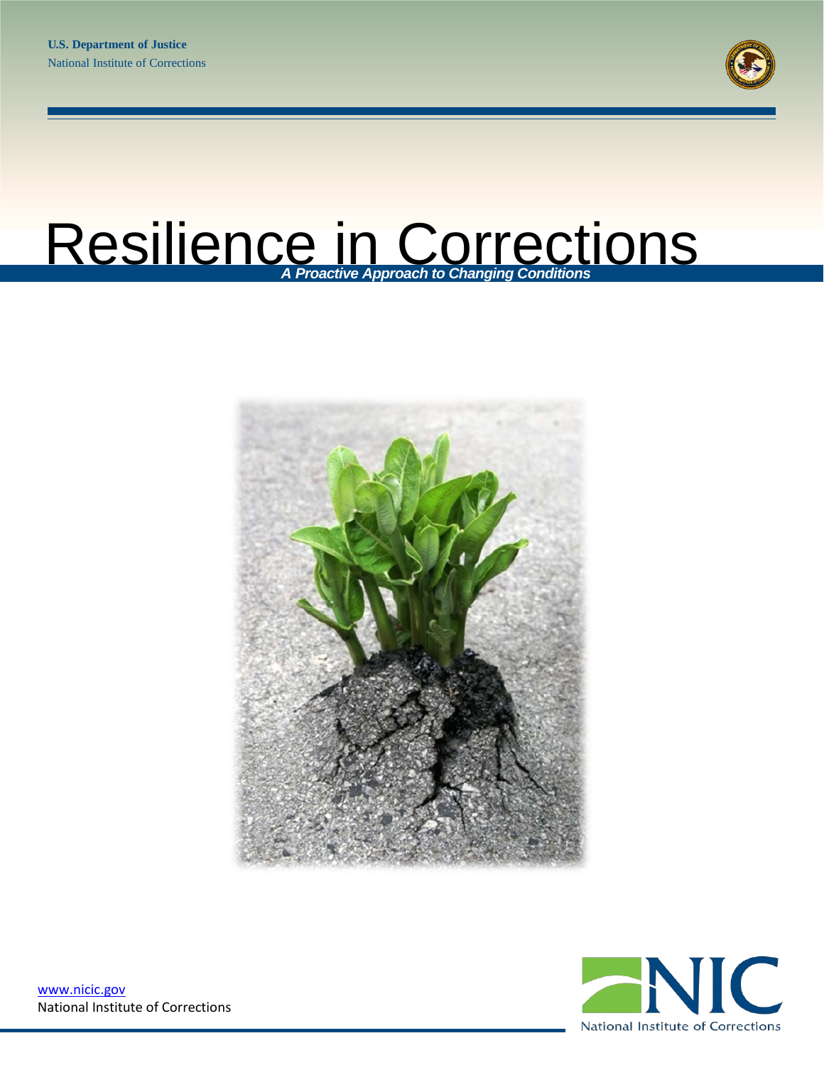**U.S. Department of Justice**
National Institute of Corrections

# Resilience in Corrections

***A Proactive Approach to Changing Conditions***

[www.nicic.gov](http://www.nicic.gov)
National Institute of Corrections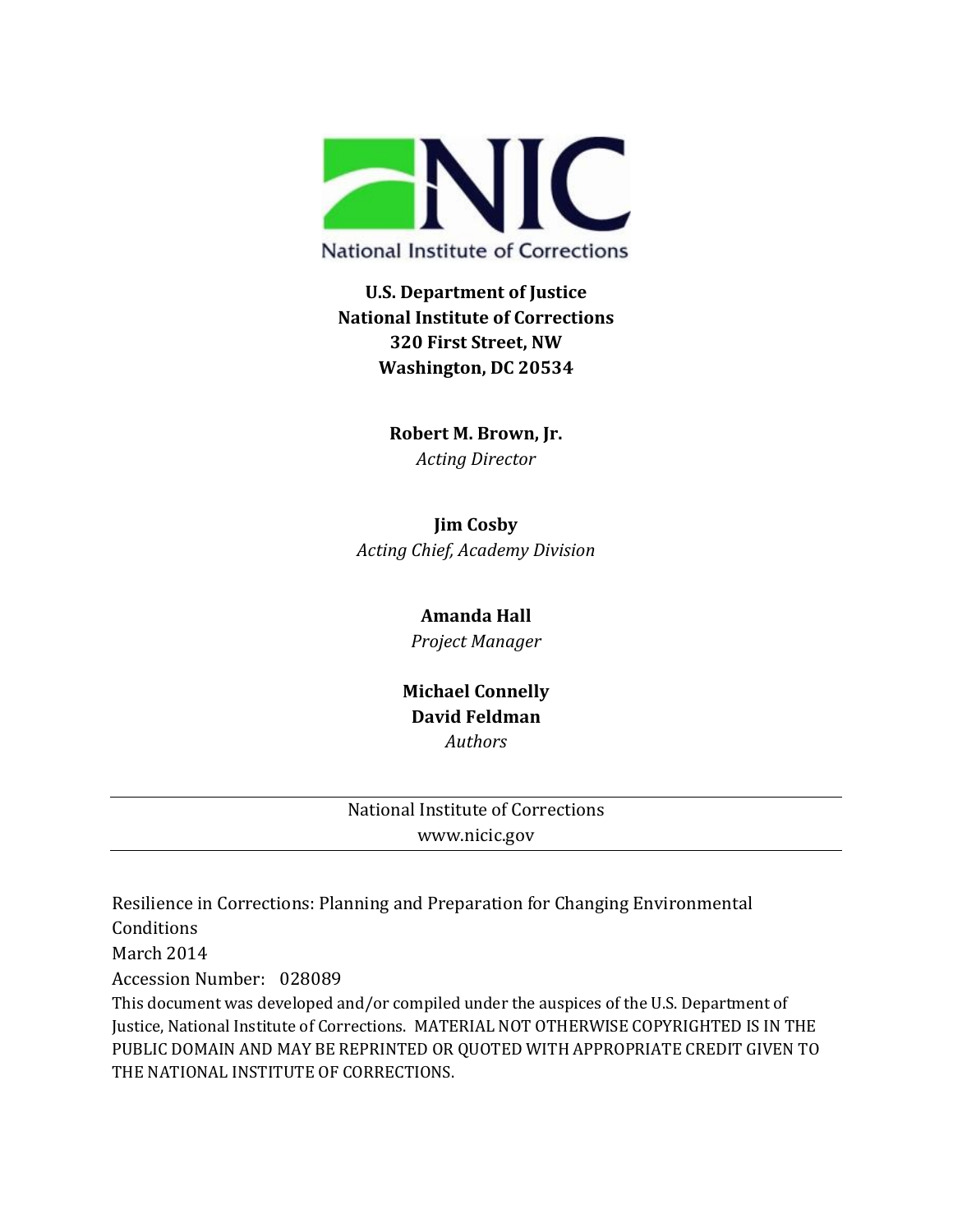National Institute of Corrections

**U.S. Department of Justice**
**National Institute of Corrections**
**320 First Street, NW**
**Washington, DC 20534**

**Robert M. Brown, Jr.**
*Acting Director*

**Jim Cosby**
*Acting Chief, Academy Division*

**Amanda Hall**
*Project Manager*

**Michael Connelly**
**David Feldman**
*Authors*

---

National Institute of Corrections
www.nicic.gov

---

Resilience in Corrections: Planning and Preparation for Changing Environmental Conditions
March 2014
Accession Number: 028089
This document was developed and/or compiled under the auspices of the U.S. Department of Justice, National Institute of Corrections. MATERIAL NOT OTHERWISE COPYRIGHTED IS IN THE PUBLIC DOMAIN AND MAY BE REPRINTED OR QUOTED WITH APPROPRIATE CREDIT GIVEN TO THE NATIONAL INSTITUTE OF CORRECTIONS.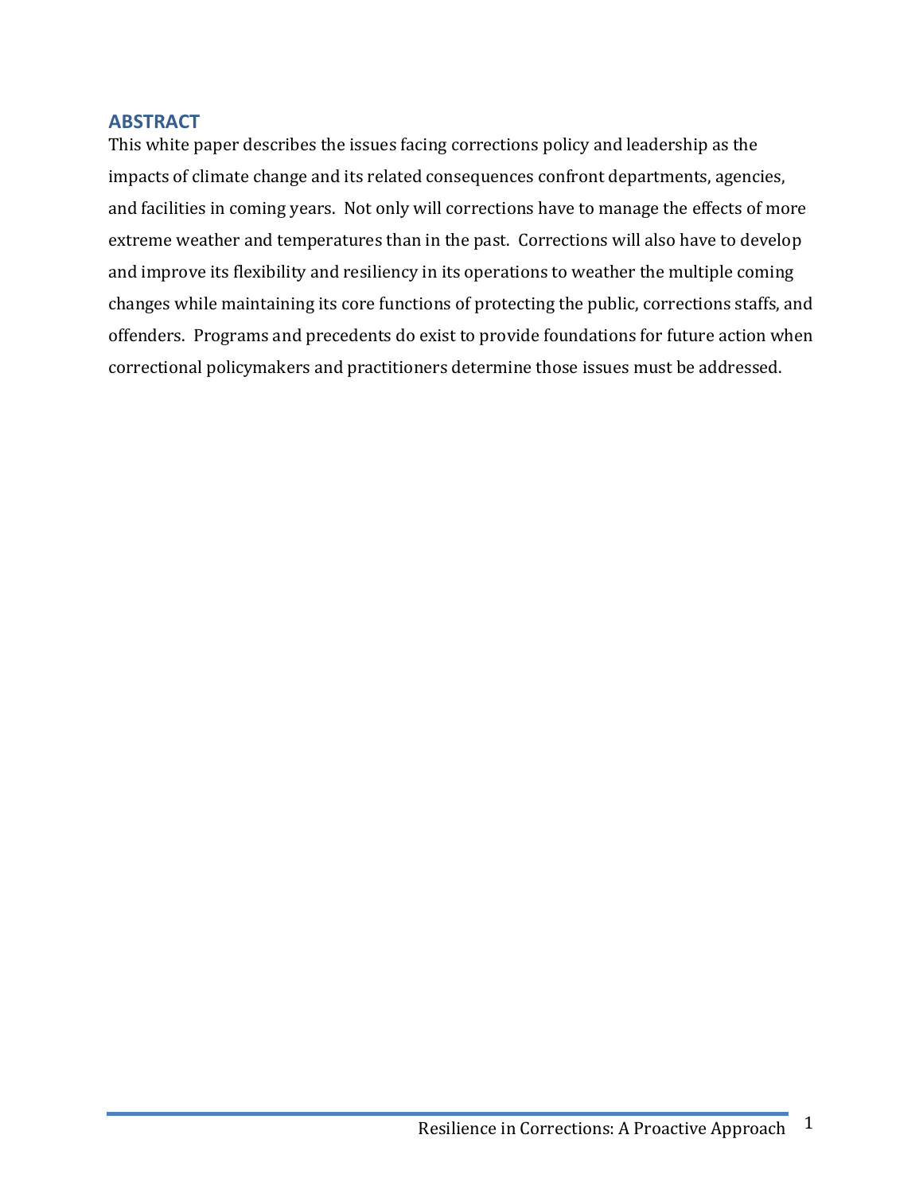## ABSTRACT

This white paper describes the issues facing corrections policy and leadership as the impacts of climate change and its related consequences confront departments, agencies, and facilities in coming years. Not only will corrections have to manage the effects of more extreme weather and temperatures than in the past. Corrections will also have to develop and improve its flexibility and resiliency in its operations to weather the multiple coming changes while maintaining its core functions of protecting the public, corrections staffs, and offenders. Programs and precedents do exist to provide foundations for future action when correctional policymakers and practitioners determine those issues must be addressed.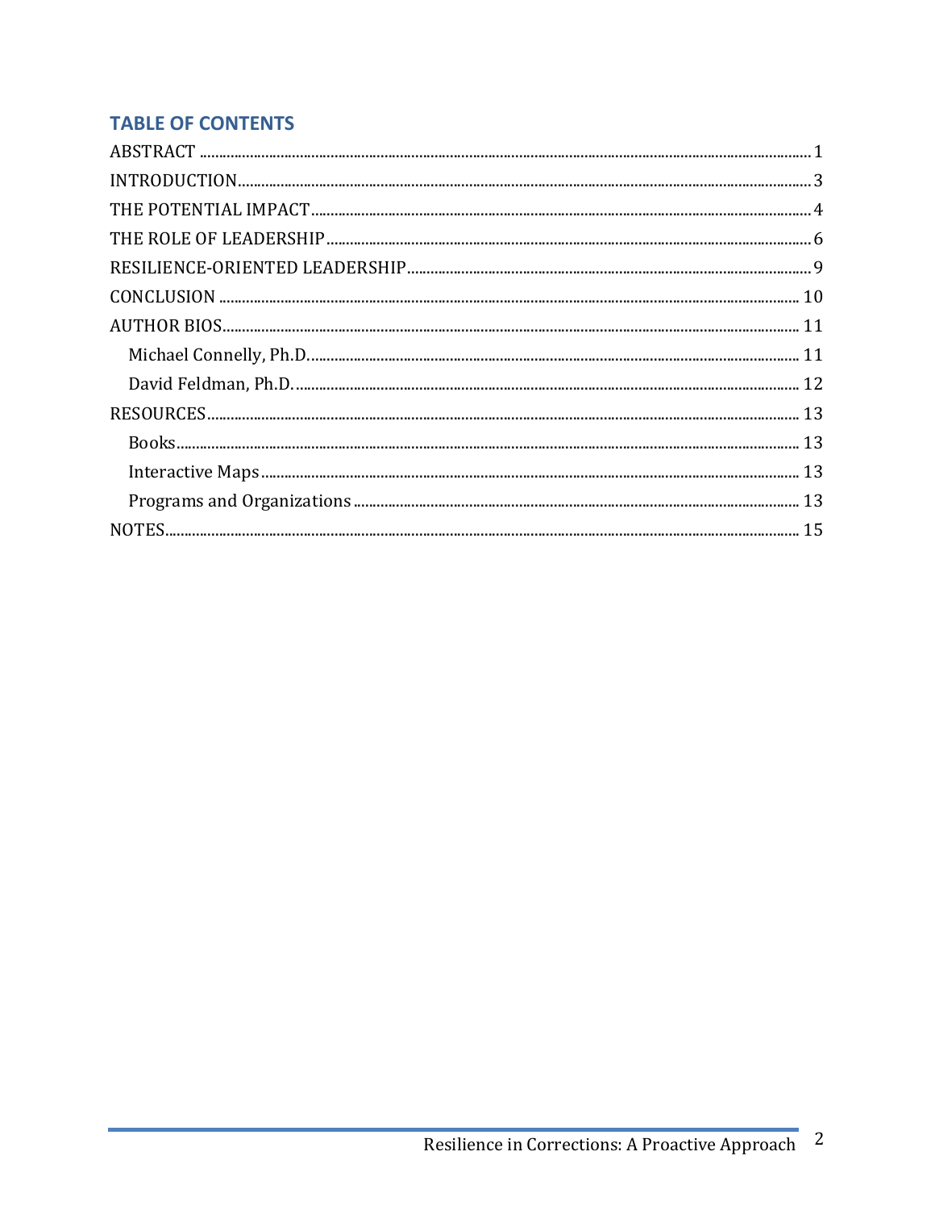## TABLE OF CONTENTS

ABSTRACT ........................................................................................................ 1

INTRODUCTION ................................................................................................ 3

THE POTENTIAL IMPACT .................................................................................. 4

THE ROLE OF LEADERSHIP ............................................................................... 6

RESILIENCE-ORIENTED LEADERSHIP .............................................................. 9

CONCLUSION ................................................................................................. 10

AUTHOR BIOS ................................................................................................. 11

- Michael Connelly, Ph.D. ............................................................................... 11
- David Feldman, Ph.D. .................................................................................. 12

RESOURCES .................................................................................................... 13

- Books .......................................................................................................... 13
- Interactive Maps ......................................................................................... 13
- Programs and Organizations ...................................................................... 13

NOTES ............................................................................................................. 15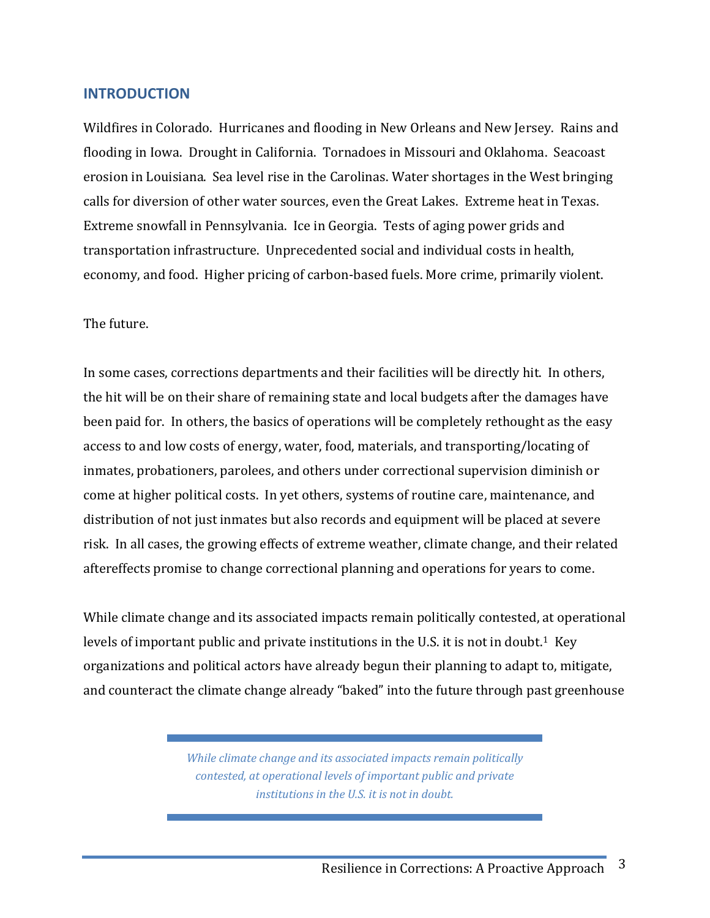## INTRODUCTION

Wildfires in Colorado. Hurricanes and flooding in New Orleans and New Jersey. Rains and flooding in Iowa. Drought in California. Tornadoes in Missouri and Oklahoma. Seacoast erosion in Louisiana. Sea level rise in the Carolinas. Water shortages in the West bringing calls for diversion of other water sources, even the Great Lakes. Extreme heat in Texas. Extreme snowfall in Pennsylvania. Ice in Georgia. Tests of aging power grids and transportation infrastructure. Unprecedented social and individual costs in health, economy, and food. Higher pricing of carbon-based fuels. More crime, primarily violent.

The future.

In some cases, corrections departments and their facilities will be directly hit. In others, the hit will be on their share of remaining state and local budgets after the damages have been paid for. In others, the basics of operations will be completely rethought as the easy access to and low costs of energy, water, food, materials, and transporting/locating of inmates, probationers, parolees, and others under correctional supervision diminish or come at higher political costs. In yet others, systems of routine care, maintenance, and distribution of not just inmates but also records and equipment will be placed at severe risk. In all cases, the growing effects of extreme weather, climate change, and their related aftereffects promise to change correctional planning and operations for years to come.

While climate change and its associated impacts remain politically contested, at operational levels of important public and private institutions in the U.S. it is not in doubt.[1] Key organizations and political actors have already begun their planning to adapt to, mitigate, and counteract the climate change already "baked" into the future through past greenhouse

> *While climate change and its associated impacts remain politically contested, at operational levels of important public and private institutions in the U.S. it is not in doubt.*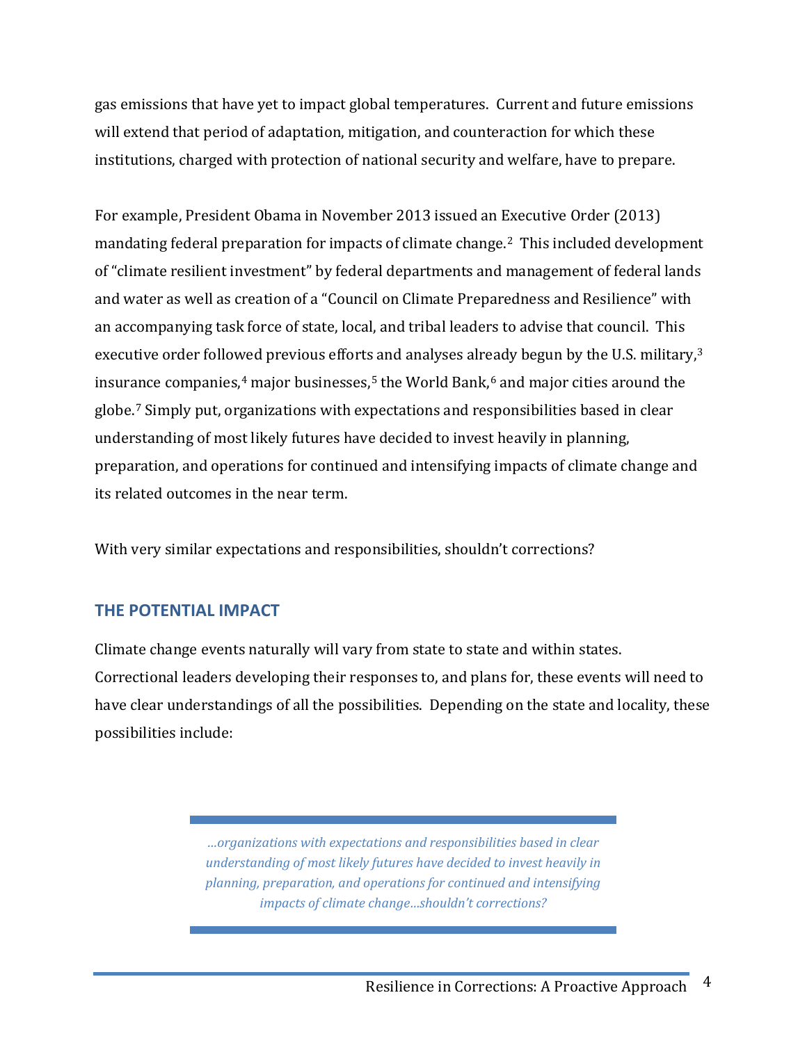gas emissions that have yet to impact global temperatures. Current and future emissions will extend that period of adaptation, mitigation, and counteraction for which these institutions, charged with protection of national security and welfare, have to prepare.

For example, President Obama in November 2013 issued an Executive Order (2013) mandating federal preparation for impacts of climate change.[2] This included development of "climate resilient investment" by federal departments and management of federal lands and water as well as creation of a "Council on Climate Preparedness and Resilience" with an accompanying task force of state, local, and tribal leaders to advise that council. This executive order followed previous efforts and analyses already begun by the U.S. military,[3] insurance companies,[4] major businesses,[5] the World Bank,[6] and major cities around the globe.[7] Simply put, organizations with expectations and responsibilities based in clear understanding of most likely futures have decided to invest heavily in planning, preparation, and operations for continued and intensifying impacts of climate change and its related outcomes in the near term.

With very similar expectations and responsibilities, shouldn't corrections?

## THE POTENTIAL IMPACT

Climate change events naturally will vary from state to state and within states. Correctional leaders developing their responses to, and plans for, these events will need to have clear understandings of all the possibilities. Depending on the state and locality, these possibilities include:

> *…organizations with expectations and responsibilities based in clear understanding of most likely futures have decided to invest heavily in planning, preparation, and operations for continued and intensifying impacts of climate change…shouldn't corrections?*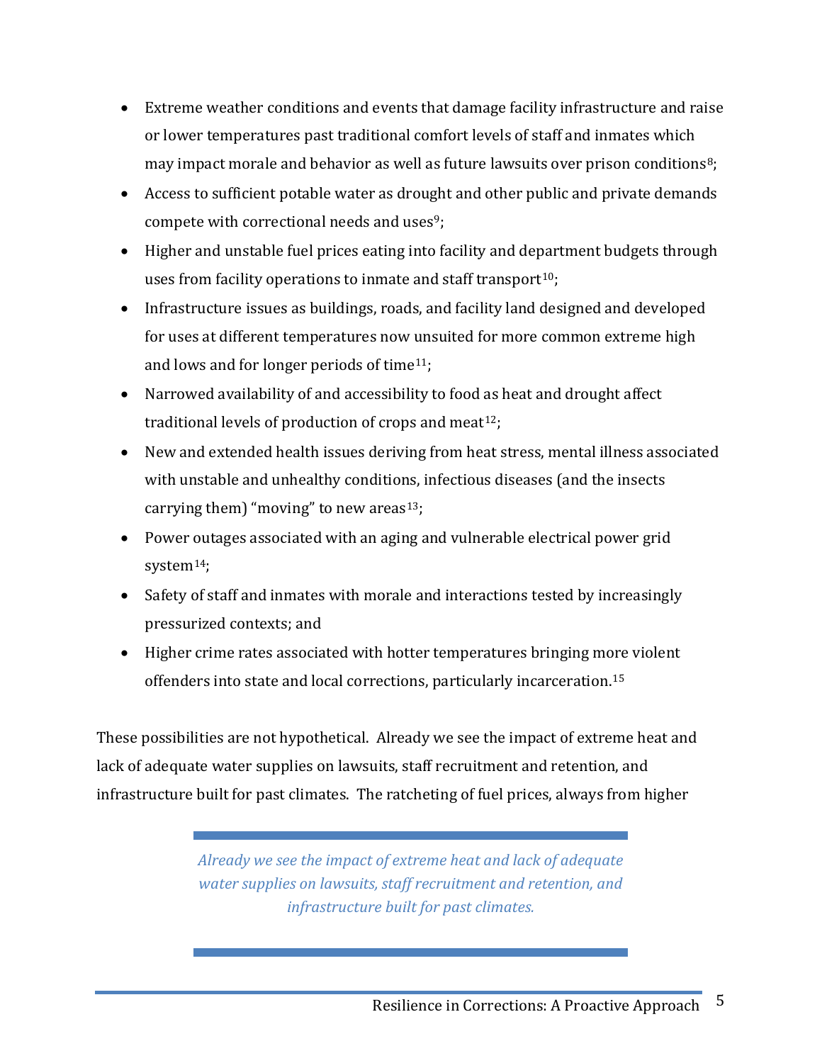- Extreme weather conditions and events that damage facility infrastructure and raise or lower temperatures past traditional comfort levels of staff and inmates which may impact morale and behavior as well as future lawsuits over prison conditions[8];
- Access to sufficient potable water as drought and other public and private demands compete with correctional needs and uses[9];
- Higher and unstable fuel prices eating into facility and department budgets through uses from facility operations to inmate and staff transport[10];
- Infrastructure issues as buildings, roads, and facility land designed and developed for uses at different temperatures now unsuited for more common extreme high and lows and for longer periods of time[11];
- Narrowed availability of and accessibility to food as heat and drought affect traditional levels of production of crops and meat[12];
- New and extended health issues deriving from heat stress, mental illness associated with unstable and unhealthy conditions, infectious diseases (and the insects carrying them) "moving" to new areas[13];
- Power outages associated with an aging and vulnerable electrical power grid system[14];
- Safety of staff and inmates with morale and interactions tested by increasingly pressurized contexts; and
- Higher crime rates associated with hotter temperatures bringing more violent offenders into state and local corrections, particularly incarceration.[15]

These possibilities are not hypothetical. Already we see the impact of extreme heat and lack of adequate water supplies on lawsuits, staff recruitment and retention, and infrastructure built for past climates. The ratcheting of fuel prices, always from higher

> *Already we see the impact of extreme heat and lack of adequate water supplies on lawsuits, staff recruitment and retention, and infrastructure built for past climates.*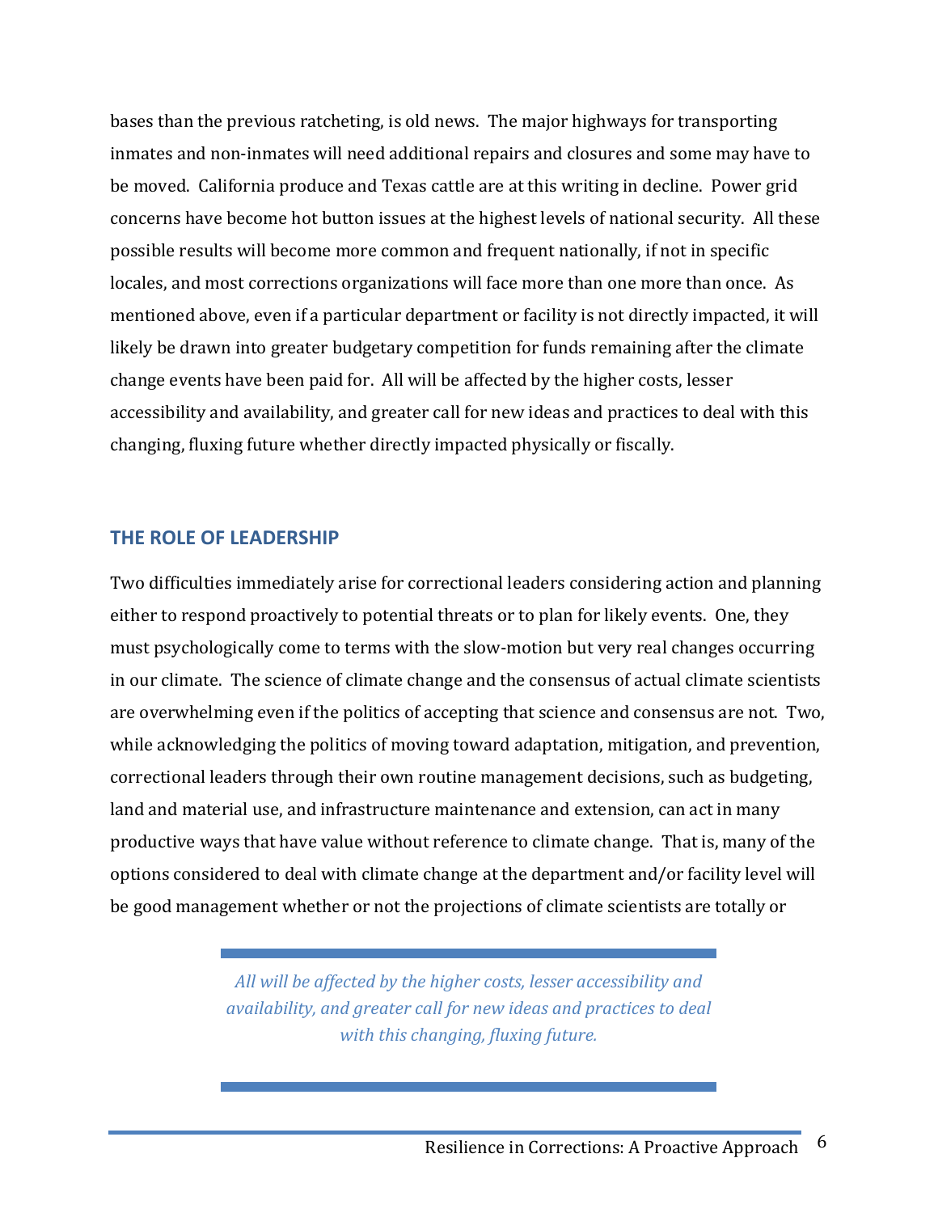bases than the previous ratcheting, is old news. The major highways for transporting inmates and non-inmates will need additional repairs and closures and some may have to be moved. California produce and Texas cattle are at this writing in decline. Power grid concerns have become hot button issues at the highest levels of national security. All these possible results will become more common and frequent nationally, if not in specific locales, and most corrections organizations will face more than one more than once. As mentioned above, even if a particular department or facility is not directly impacted, it will likely be drawn into greater budgetary competition for funds remaining after the climate change events have been paid for. All will be affected by the higher costs, lesser accessibility and availability, and greater call for new ideas and practices to deal with this changing, fluxing future whether directly impacted physically or fiscally.

## THE ROLE OF LEADERSHIP

Two difficulties immediately arise for correctional leaders considering action and planning either to respond proactively to potential threats or to plan for likely events. One, they must psychologically come to terms with the slow-motion but very real changes occurring in our climate. The science of climate change and the consensus of actual climate scientists are overwhelming even if the politics of accepting that science and consensus are not. Two, while acknowledging the politics of moving toward adaptation, mitigation, and prevention, correctional leaders through their own routine management decisions, such as budgeting, land and material use, and infrastructure maintenance and extension, can act in many productive ways that have value without reference to climate change. That is, many of the options considered to deal with climate change at the department and/or facility level will be good management whether or not the projections of climate scientists are totally or

> *All will be affected by the higher costs, lesser accessibility and availability, and greater call for new ideas and practices to deal with this changing, fluxing future.*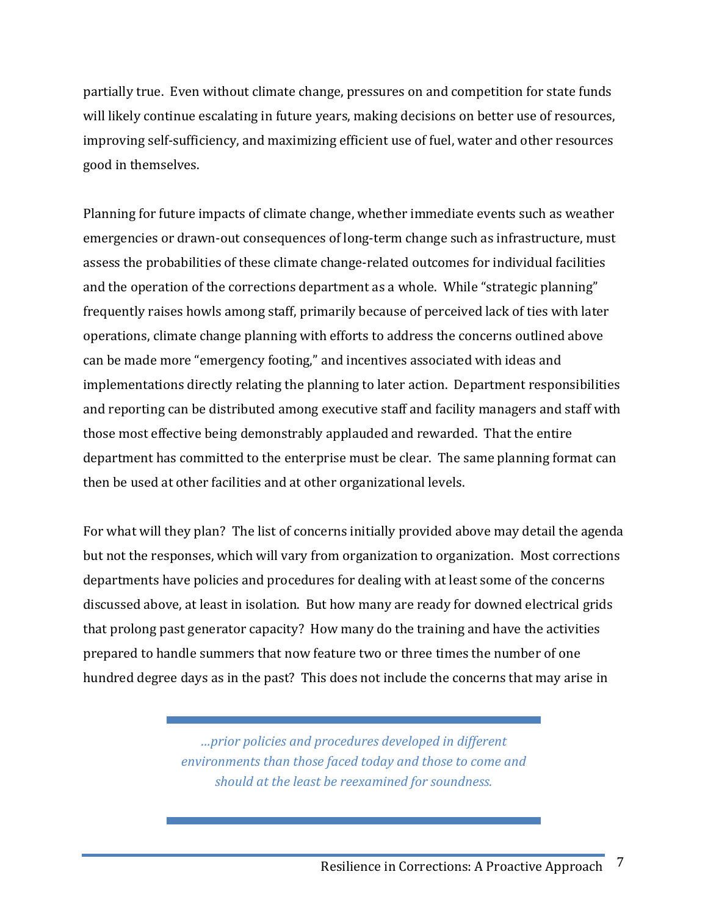partially true. Even without climate change, pressures on and competition for state funds will likely continue escalating in future years, making decisions on better use of resources, improving self-sufficiency, and maximizing efficient use of fuel, water and other resources good in themselves.

Planning for future impacts of climate change, whether immediate events such as weather emergencies or drawn-out consequences of long-term change such as infrastructure, must assess the probabilities of these climate change-related outcomes for individual facilities and the operation of the corrections department as a whole. While "strategic planning" frequently raises howls among staff, primarily because of perceived lack of ties with later operations, climate change planning with efforts to address the concerns outlined above can be made more "emergency footing," and incentives associated with ideas and implementations directly relating the planning to later action. Department responsibilities and reporting can be distributed among executive staff and facility managers and staff with those most effective being demonstrably applauded and rewarded. That the entire department has committed to the enterprise must be clear. The same planning format can then be used at other facilities and at other organizational levels.

For what will they plan? The list of concerns initially provided above may detail the agenda but not the responses, which will vary from organization to organization. Most corrections departments have policies and procedures for dealing with at least some of the concerns discussed above, at least in isolation. But how many are ready for downed electrical grids that prolong past generator capacity? How many do the training and have the activities prepared to handle summers that now feature two or three times the number of one hundred degree days as in the past? This does not include the concerns that may arise in

> *…prior policies and procedures developed in different environments than those faced today and those to come and should at the least be reexamined for soundness.*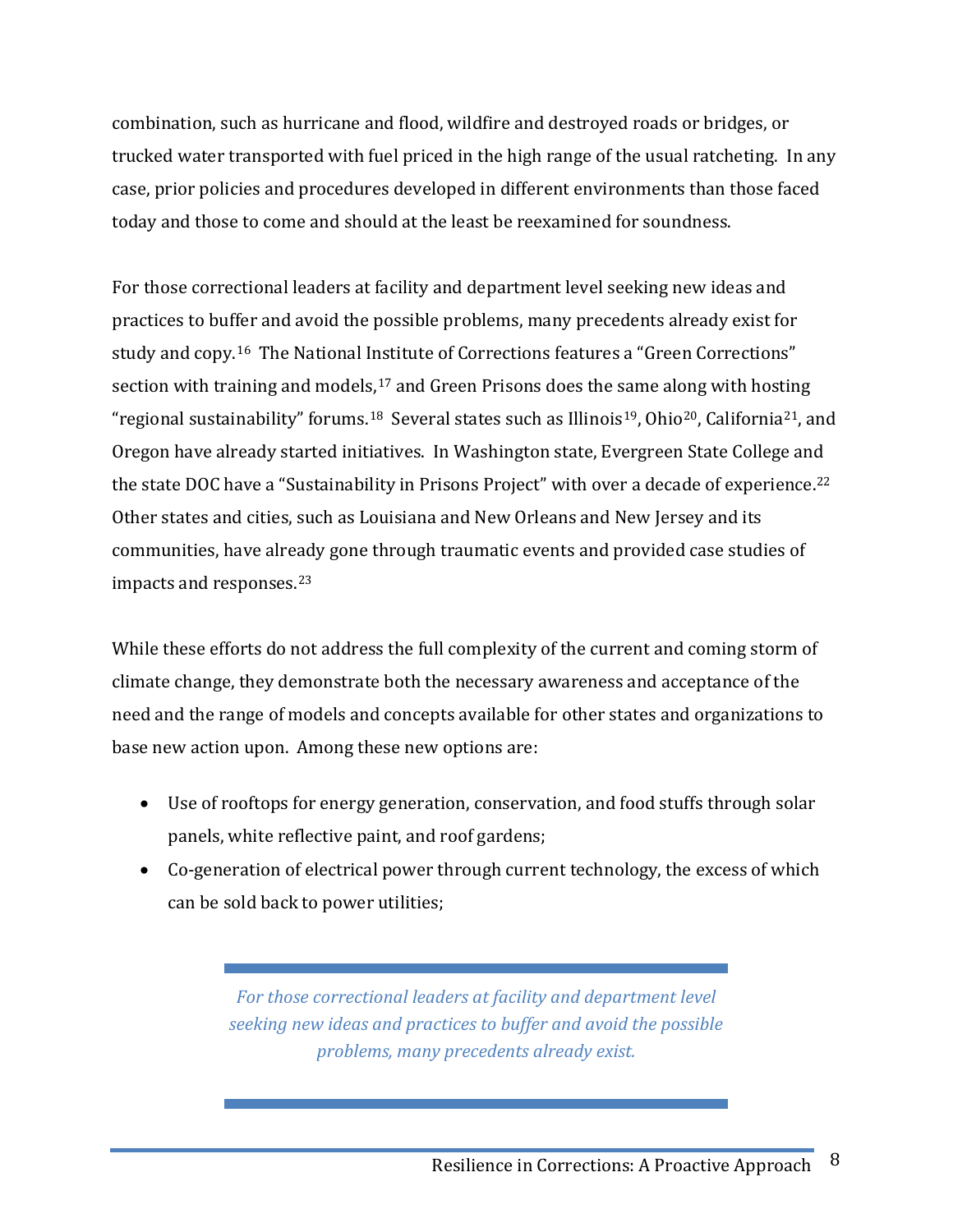combination, such as hurricane and flood, wildfire and destroyed roads or bridges, or trucked water transported with fuel priced in the high range of the usual ratcheting. In any case, prior policies and procedures developed in different environments than those faced today and those to come and should at the least be reexamined for soundness.

For those correctional leaders at facility and department level seeking new ideas and practices to buffer and avoid the possible problems, many precedents already exist for study and copy.[16] The National Institute of Corrections features a "Green Corrections" section with training and models,[17] and Green Prisons does the same along with hosting "regional sustainability" forums.[18] Several states such as Illinois[19], Ohio[20], California[21], and Oregon have already started initiatives. In Washington state, Evergreen State College and the state DOC have a "Sustainability in Prisons Project" with over a decade of experience.[22] Other states and cities, such as Louisiana and New Orleans and New Jersey and its communities, have already gone through traumatic events and provided case studies of impacts and responses.[23]

While these efforts do not address the full complexity of the current and coming storm of climate change, they demonstrate both the necessary awareness and acceptance of the need and the range of models and concepts available for other states and organizations to base new action upon. Among these new options are:

- Use of rooftops for energy generation, conservation, and food stuffs through solar panels, white reflective paint, and roof gardens;
- Co-generation of electrical power through current technology, the excess of which can be sold back to power utilities;

> *For those correctional leaders at facility and department level seeking new ideas and practices to buffer and avoid the possible problems, many precedents already exist.*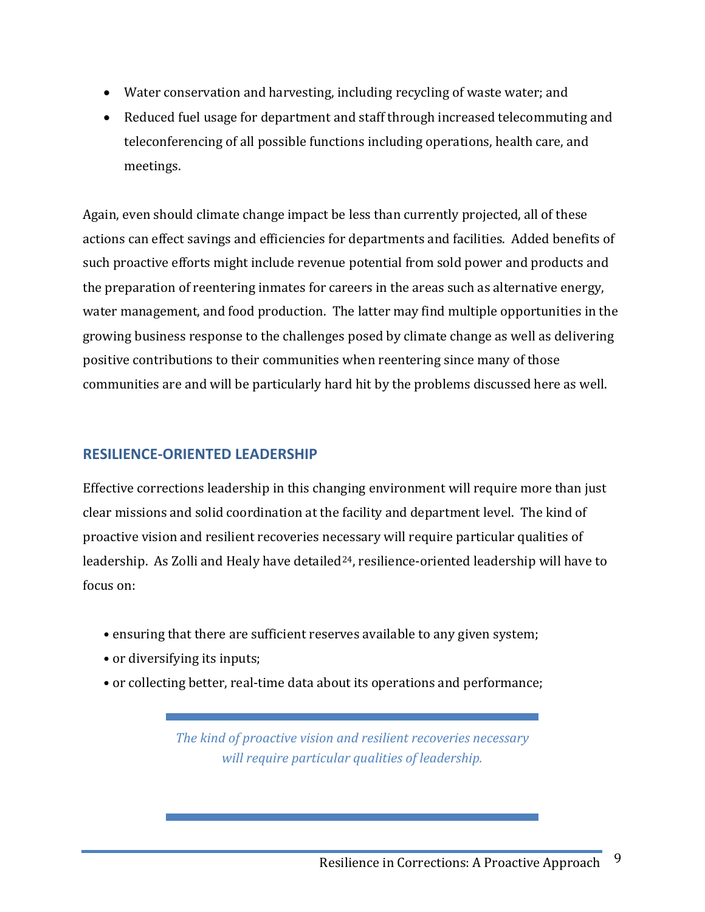- Water conservation and harvesting, including recycling of waste water; and
- Reduced fuel usage for department and staff through increased telecommuting and teleconferencing of all possible functions including operations, health care, and meetings.

Again, even should climate change impact be less than currently projected, all of these actions can effect savings and efficiencies for departments and facilities. Added benefits of such proactive efforts might include revenue potential from sold power and products and the preparation of reentering inmates for careers in the areas such as alternative energy, water management, and food production. The latter may find multiple opportunities in the growing business response to the challenges posed by climate change as well as delivering positive contributions to their communities when reentering since many of those communities are and will be particularly hard hit by the problems discussed here as well.

## RESILIENCE-ORIENTED LEADERSHIP

Effective corrections leadership in this changing environment will require more than just clear missions and solid coordination at the facility and department level. The kind of proactive vision and resilient recoveries necessary will require particular qualities of leadership. As Zolli and Healy have detailed[24], resilience-oriented leadership will have to focus on:

- ensuring that there are sufficient reserves available to any given system;
- or diversifying its inputs;
- or collecting better, real-time data about its operations and performance;

> *The kind of proactive vision and resilient recoveries necessary will require particular qualities of leadership.*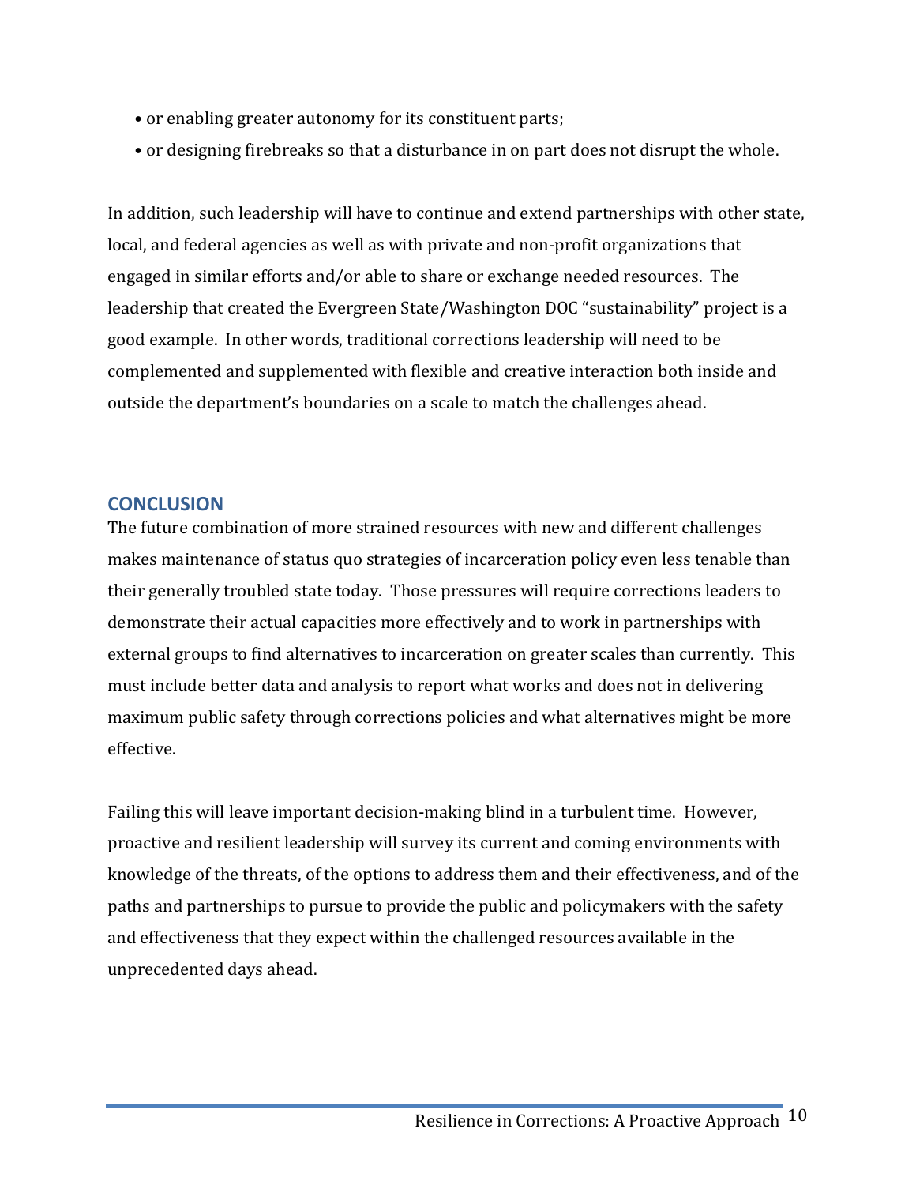- or enabling greater autonomy for its constituent parts;
- or designing firebreaks so that a disturbance in on part does not disrupt the whole.

In addition, such leadership will have to continue and extend partnerships with other state, local, and federal agencies as well as with private and non-profit organizations that engaged in similar efforts and/or able to share or exchange needed resources. The leadership that created the Evergreen State/Washington DOC "sustainability" project is a good example. In other words, traditional corrections leadership will need to be complemented and supplemented with flexible and creative interaction both inside and outside the department's boundaries on a scale to match the challenges ahead.

## CONCLUSION

The future combination of more strained resources with new and different challenges makes maintenance of status quo strategies of incarceration policy even less tenable than their generally troubled state today. Those pressures will require corrections leaders to demonstrate their actual capacities more effectively and to work in partnerships with external groups to find alternatives to incarceration on greater scales than currently. This must include better data and analysis to report what works and does not in delivering maximum public safety through corrections policies and what alternatives might be more effective.

Failing this will leave important decision-making blind in a turbulent time. However, proactive and resilient leadership will survey its current and coming environments with knowledge of the threats, of the options to address them and their effectiveness, and of the paths and partnerships to pursue to provide the public and policymakers with the safety and effectiveness that they expect within the challenged resources available in the unprecedented days ahead.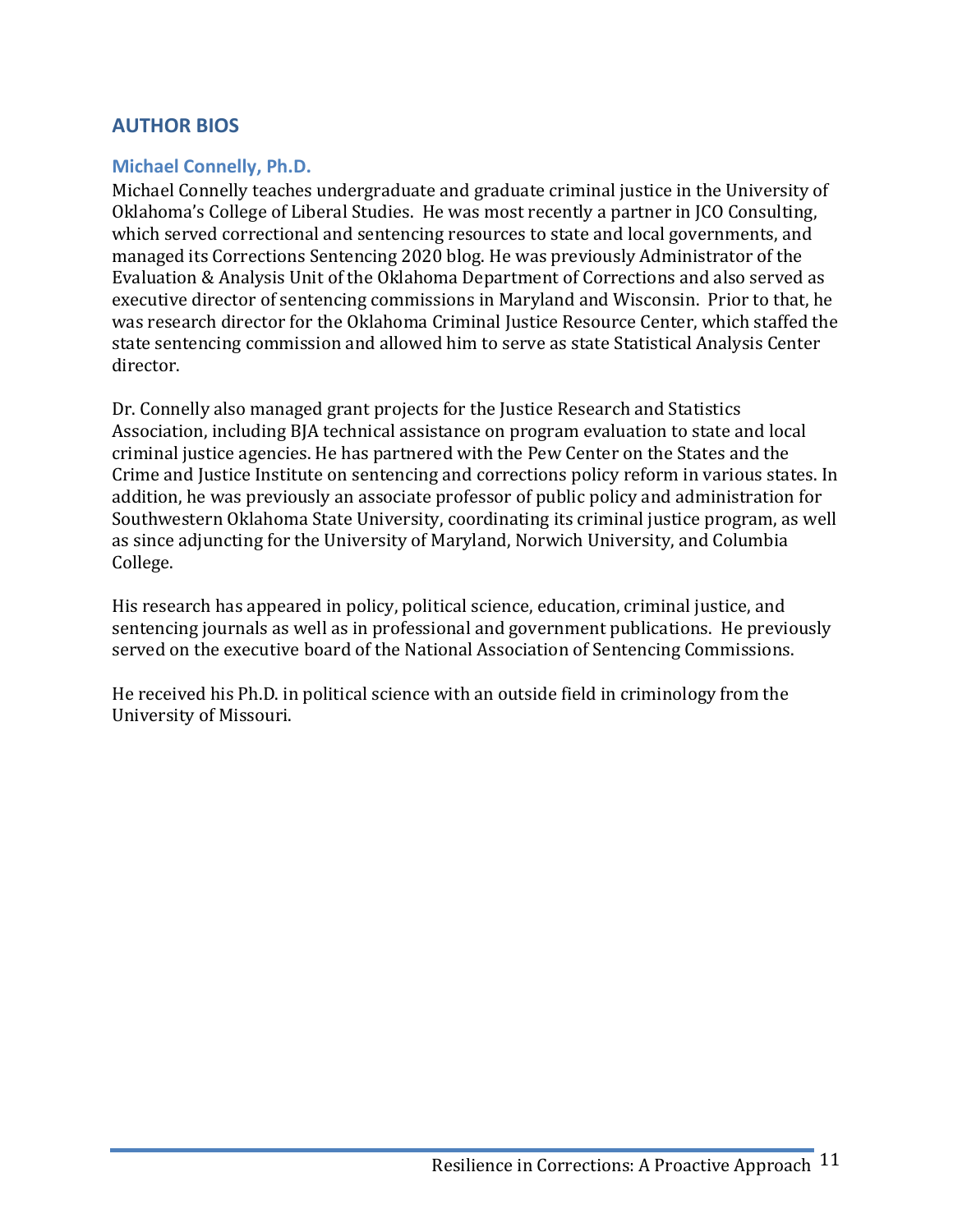## AUTHOR BIOS

### Michael Connelly, Ph.D.

Michael Connelly teaches undergraduate and graduate criminal justice in the University of Oklahoma's College of Liberal Studies. He was most recently a partner in JCO Consulting, which served correctional and sentencing resources to state and local governments, and managed its Corrections Sentencing 2020 blog. He was previously Administrator of the Evaluation & Analysis Unit of the Oklahoma Department of Corrections and also served as executive director of sentencing commissions in Maryland and Wisconsin. Prior to that, he was research director for the Oklahoma Criminal Justice Resource Center, which staffed the state sentencing commission and allowed him to serve as state Statistical Analysis Center director.

Dr. Connelly also managed grant projects for the Justice Research and Statistics Association, including BJA technical assistance on program evaluation to state and local criminal justice agencies. He has partnered with the Pew Center on the States and the Crime and Justice Institute on sentencing and corrections policy reform in various states. In addition, he was previously an associate professor of public policy and administration for Southwestern Oklahoma State University, coordinating its criminal justice program, as well as since adjuncting for the University of Maryland, Norwich University, and Columbia College.

His research has appeared in policy, political science, education, criminal justice, and sentencing journals as well as in professional and government publications. He previously served on the executive board of the National Association of Sentencing Commissions.

He received his Ph.D. in political science with an outside field in criminology from the University of Missouri.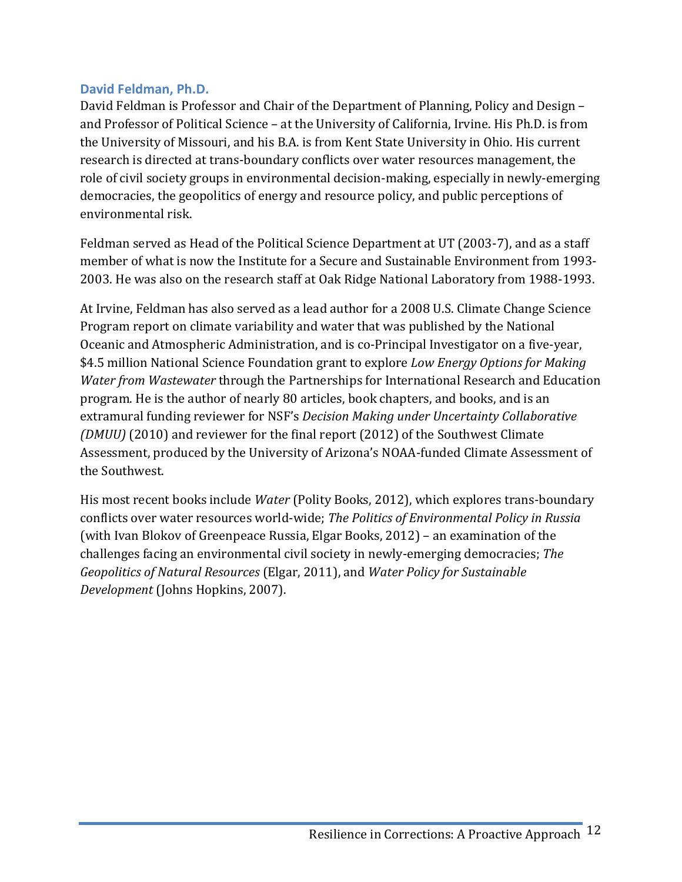### David Feldman, Ph.D.

David Feldman is Professor and Chair of the Department of Planning, Policy and Design – and Professor of Political Science – at the University of California, Irvine. His Ph.D. is from the University of Missouri, and his B.A. is from Kent State University in Ohio. His current research is directed at trans-boundary conflicts over water resources management, the role of civil society groups in environmental decision-making, especially in newly-emerging democracies, the geopolitics of energy and resource policy, and public perceptions of environmental risk.

Feldman served as Head of the Political Science Department at UT (2003-7), and as a staff member of what is now the Institute for a Secure and Sustainable Environment from 1993-2003. He was also on the research staff at Oak Ridge National Laboratory from 1988-1993.

At Irvine, Feldman has also served as a lead author for a 2008 U.S. Climate Change Science Program report on climate variability and water that was published by the National Oceanic and Atmospheric Administration, and is co-Principal Investigator on a five-year, $4.5 million National Science Foundation grant to explore *Low Energy Options for Making Water from Wastewater* through the Partnerships for International Research and Education program. He is the author of nearly 80 articles, book chapters, and books, and is an extramural funding reviewer for NSF's *Decision Making under Uncertainty Collaborative (DMUU)* (2010) and reviewer for the final report (2012) of the Southwest Climate Assessment, produced by the University of Arizona's NOAA-funded Climate Assessment of the Southwest.

His most recent books include *Water* (Polity Books, 2012), which explores trans-boundary conflicts over water resources world-wide; *The Politics of Environmental Policy in Russia* (with Ivan Blokov of Greenpeace Russia, Elgar Books, 2012) – an examination of the challenges facing an environmental civil society in newly-emerging democracies; *The Geopolitics of Natural Resources* (Elgar, 2011), and *Water Policy for Sustainable Development* (Johns Hopkins, 2007).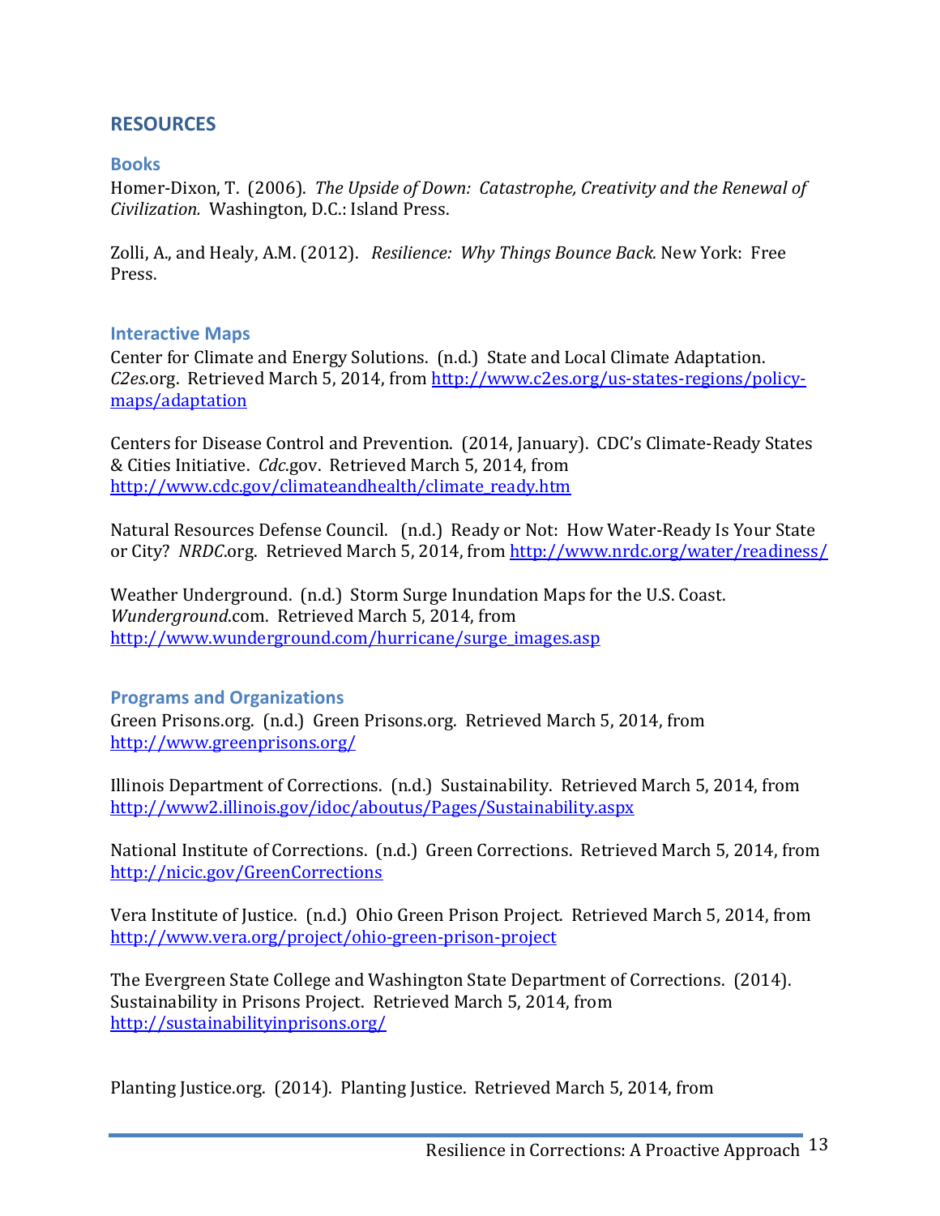## RESOURCES

### Books

Homer-Dixon, T. (2006). *The Upside of Down: Catastrophe, Creativity and the Renewal of Civilization.* Washington, D.C.: Island Press.

Zolli, A., and Healy, A.M. (2012). *Resilience: Why Things Bounce Back.* New York: Free Press.

### Interactive Maps

Center for Climate and Energy Solutions. (n.d.) State and Local Climate Adaptation. *C2es*.org. Retrieved March 5, 2014, from http://www.c2es.org/us-states-regions/policy-maps/adaptation

Centers for Disease Control and Prevention. (2014, January). CDC's Climate-Ready States & Cities Initiative. *Cdc*.gov. Retrieved March 5, 2014, from http://www.cdc.gov/climateandhealth/climate_ready.htm

Natural Resources Defense Council. (n.d.) Ready or Not: How Water-Ready Is Your State or City? *NRDC*.org. Retrieved March 5, 2014, from http://www.nrdc.org/water/readiness/

Weather Underground. (n.d.) Storm Surge Inundation Maps for the U.S. Coast. *Wunderground*.com. Retrieved March 5, 2014, from http://www.wunderground.com/hurricane/surge_images.asp

### Programs and Organizations

Green Prisons.org. (n.d.) Green Prisons.org. Retrieved March 5, 2014, from http://www.greenprisons.org/

Illinois Department of Corrections. (n.d.) Sustainability. Retrieved March 5, 2014, from http://www2.illinois.gov/idoc/aboutus/Pages/Sustainability.aspx

National Institute of Corrections. (n.d.) Green Corrections. Retrieved March 5, 2014, from http://nicic.gov/GreenCorrections

Vera Institute of Justice. (n.d.) Ohio Green Prison Project. Retrieved March 5, 2014, from http://www.vera.org/project/ohio-green-prison-project

The Evergreen State College and Washington State Department of Corrections. (2014). Sustainability in Prisons Project. Retrieved March 5, 2014, from http://sustainabilityinprisons.org/

Planting Justice.org. (2014). Planting Justice. Retrieved March 5, 2014, from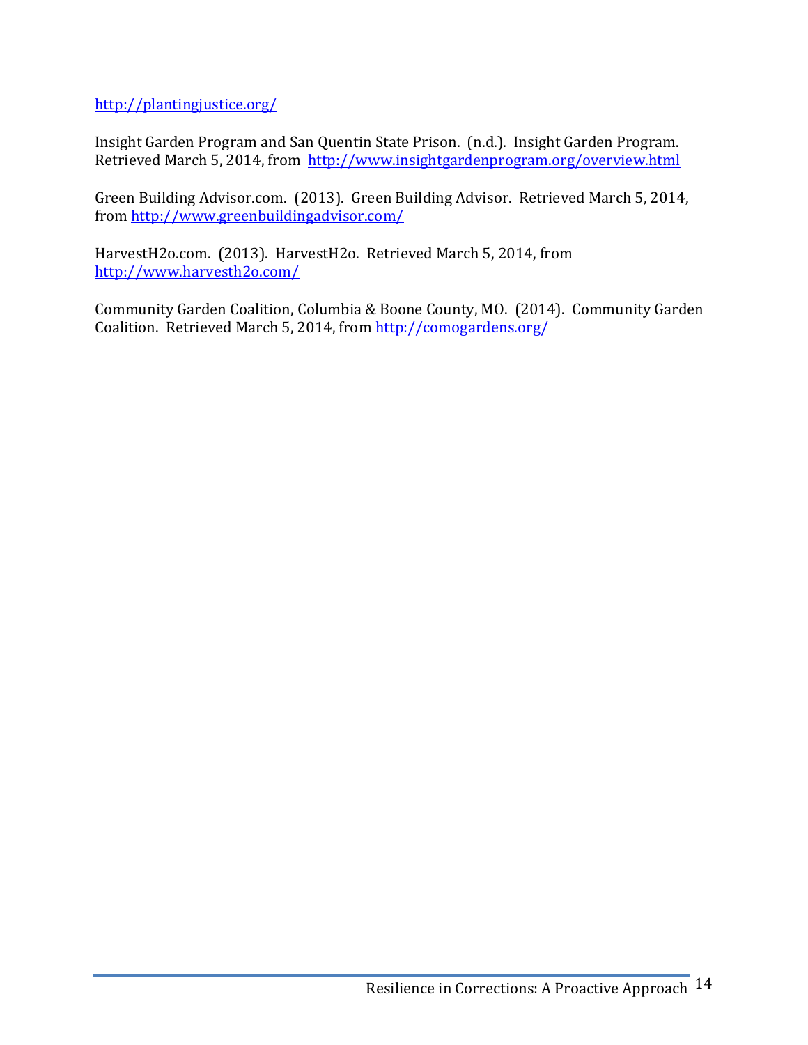http://plantingjustice.org/

Insight Garden Program and San Quentin State Prison. (n.d.). Insight Garden Program. Retrieved March 5, 2014, from http://www.insightgardenprogram.org/overview.html

Green Building Advisor.com. (2013). Green Building Advisor. Retrieved March 5, 2014, from http://www.greenbuildingadvisor.com/

HarvestH2o.com. (2013). HarvestH2o. Retrieved March 5, 2014, from http://www.harvesth2o.com/

Community Garden Coalition, Columbia & Boone County, MO. (2014). Community Garden Coalition. Retrieved March 5, 2014, from http://comogardens.org/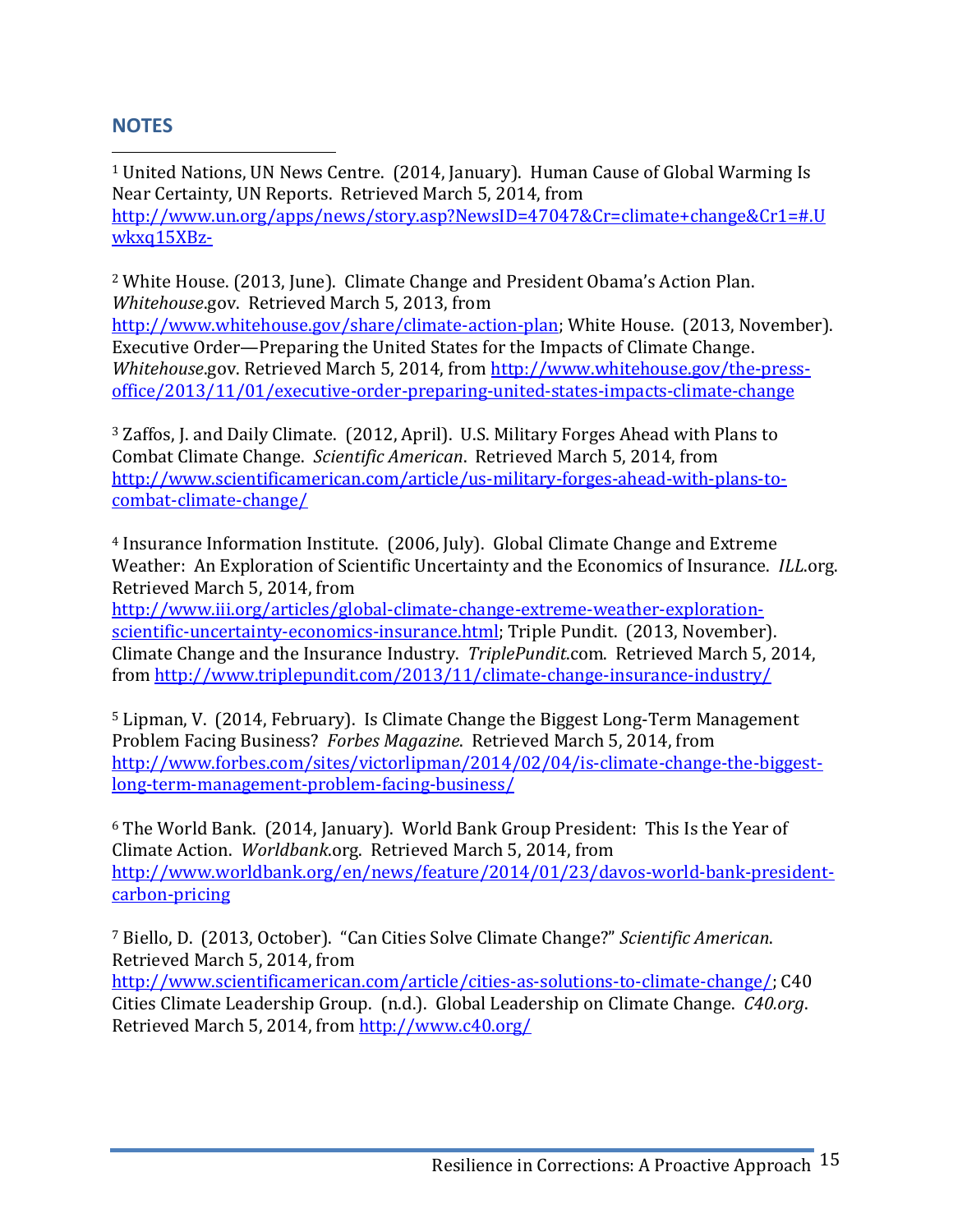## NOTES

[1] United Nations, UN News Centre. (2014, January). Human Cause of Global Warming Is Near Certainty, UN Reports. Retrieved March 5, 2014, from http://www.un.org/apps/news/story.asp?NewsID=47047&Cr=climate+change&Cr1=#.Uwkxq15XBz-

[2] White House. (2013, June). Climate Change and President Obama's Action Plan. *Whitehouse*.gov. Retrieved March 5, 2013, from http://www.whitehouse.gov/share/climate-action-plan; White House. (2013, November). Executive Order—Preparing the United States for the Impacts of Climate Change. *Whitehouse*.gov. Retrieved March 5, 2014, from http://www.whitehouse.gov/the-press-office/2013/11/01/executive-order-preparing-united-states-impacts-climate-change

[3] Zaffos, J. and Daily Climate. (2012, April). U.S. Military Forges Ahead with Plans to Combat Climate Change. *Scientific American*. Retrieved March 5, 2014, from http://www.scientificamerican.com/article/us-military-forges-ahead-with-plans-to-combat-climate-change/

[4] Insurance Information Institute. (2006, July). Global Climate Change and Extreme Weather: An Exploration of Scientific Uncertainty and the Economics of Insurance. *ILL*.org. Retrieved March 5, 2014, from http://www.iii.org/articles/global-climate-change-extreme-weather-exploration-scientific-uncertainty-economics-insurance.html; Triple Pundit. (2013, November). Climate Change and the Insurance Industry. *TriplePundit*.com. Retrieved March 5, 2014, from http://www.triplepundit.com/2013/11/climate-change-insurance-industry/

[5] Lipman, V. (2014, February). Is Climate Change the Biggest Long-Term Management Problem Facing Business? *Forbes Magazine*. Retrieved March 5, 2014, from http://www.forbes.com/sites/victorlipman/2014/02/04/is-climate-change-the-biggest-long-term-management-problem-facing-business/

[6] The World Bank. (2014, January). World Bank Group President: This Is the Year of Climate Action. *Worldbank*.org. Retrieved March 5, 2014, from http://www.worldbank.org/en/news/feature/2014/01/23/davos-world-bank-president-carbon-pricing

[7] Biello, D. (2013, October). "Can Cities Solve Climate Change?" *Scientific American*. Retrieved March 5, 2014, from http://www.scientificamerican.com/article/cities-as-solutions-to-climate-change/; C40 Cities Climate Leadership Group. (n.d.). Global Leadership on Climate Change. *C40.org*. Retrieved March 5, 2014, from http://www.c40.org/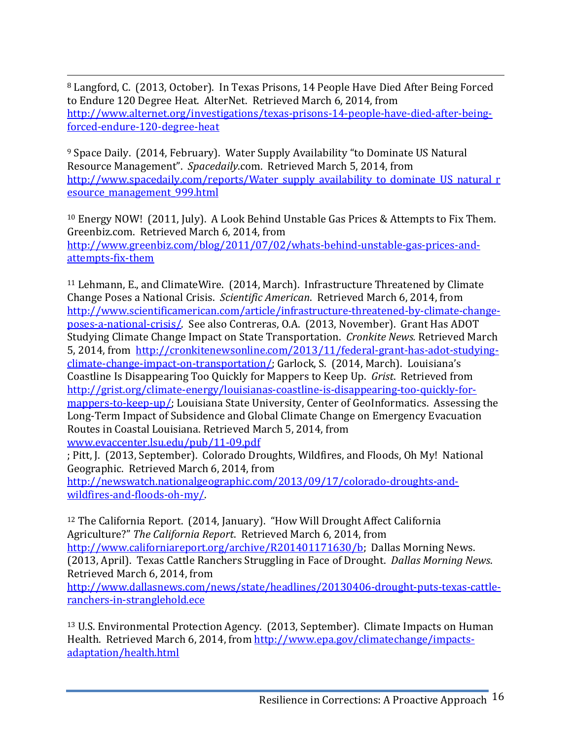[8] Langford, C. (2013, October). In Texas Prisons, 14 People Have Died After Being Forced to Endure 120 Degree Heat. AlterNet. Retrieved March 6, 2014, from http://www.alternet.org/investigations/texas-prisons-14-people-have-died-after-being-forced-endure-120-degree-heat

[9] Space Daily. (2014, February). Water Supply Availability "to Dominate US Natural Resource Management". *Spacedaily*.com. Retrieved March 5, 2014, from http://www.spacedaily.com/reports/Water_supply_availability_to_dominate_US_natural_resource_management_999.html

[10] Energy NOW! (2011, July). A Look Behind Unstable Gas Prices & Attempts to Fix Them. Greenbiz.com. Retrieved March 6, 2014, from http://www.greenbiz.com/blog/2011/07/02/whats-behind-unstable-gas-prices-and-attempts-fix-them

[11] Lehmann, E., and ClimateWire. (2014, March). Infrastructure Threatened by Climate Change Poses a National Crisis. *Scientific American*. Retrieved March 6, 2014, from http://www.scientificamerican.com/article/infrastructure-threatened-by-climate-change-poses-a-national-crisis/. See also Contreras, O.A. (2013, November). Grant Has ADOT Studying Climate Change Impact on State Transportation. *Cronkite News.* Retrieved March 5, 2014, from http://cronkitenewsonline.com/2013/11/federal-grant-has-adot-studying-climate-change-impact-on-transportation/; Garlock, S. (2014, March). Louisiana's Coastline Is Disappearing Too Quickly for Mappers to Keep Up. *Grist*. Retrieved from http://grist.org/climate-energy/louisianas-coastline-is-disappearing-too-quickly-for-mappers-to-keep-up/; Louisiana State University, Center of GeoInformatics. Assessing the Long-Term Impact of Subsidence and Global Climate Change on Emergency Evacuation Routes in Coastal Louisiana. Retrieved March 5, 2014, from www.evaccenter.lsu.edu/pub/11-09.pdf
; Pitt, J. (2013, September). Colorado Droughts, Wildfires, and Floods, Oh My! National Geographic. Retrieved March 6, 2014, from http://newswatch.nationalgeographic.com/2013/09/17/colorado-droughts-and-wildfires-and-floods-oh-my/.

[12] The California Report. (2014, January). "How Will Drought Affect California Agriculture?" *The California Report*. Retrieved March 6, 2014, from http://www.californiareport.org/archive/R201401171630/b; Dallas Morning News. (2013, April). Texas Cattle Ranchers Struggling in Face of Drought. *Dallas Morning News*. Retrieved March 6, 2014, from http://www.dallasnews.com/news/state/headlines/20130406-drought-puts-texas-cattle-ranchers-in-stranglehold.ece

[13] U.S. Environmental Protection Agency. (2013, September). Climate Impacts on Human Health. Retrieved March 6, 2014, from http://www.epa.gov/climatechange/impacts-adaptation/health.html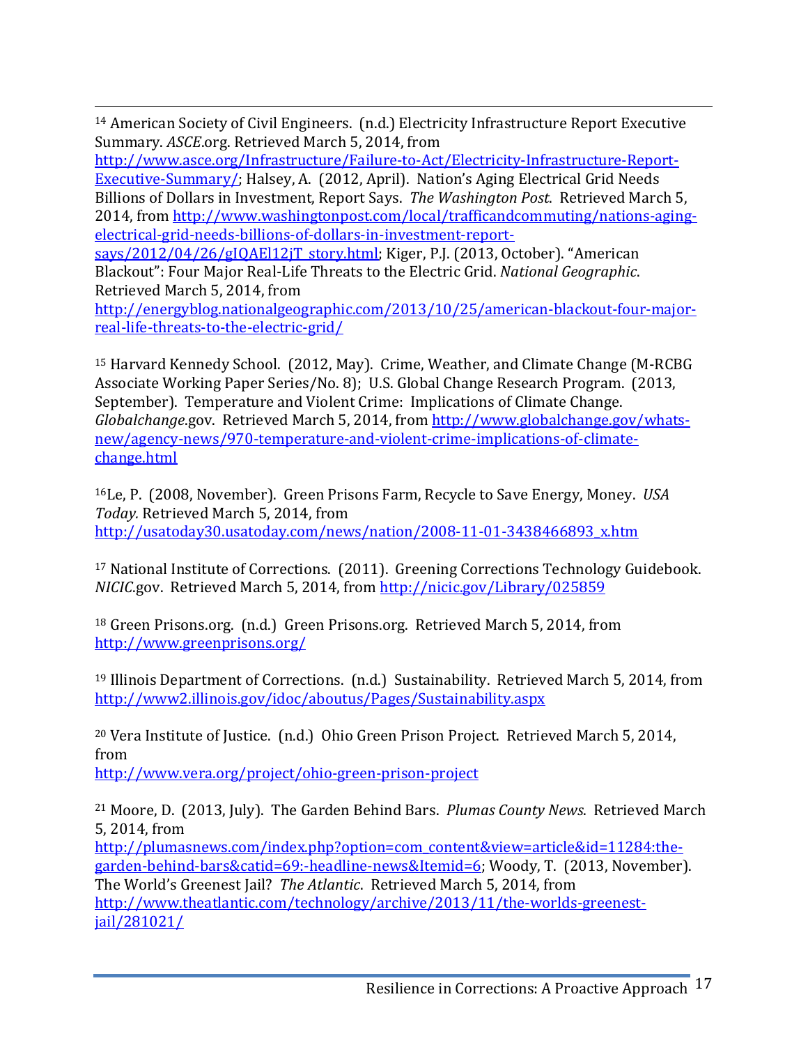[14] American Society of Civil Engineers. (n.d.) Electricity Infrastructure Report Executive Summary. *ASCE*.org. Retrieved March 5, 2014, from http://www.asce.org/Infrastructure/Failure-to-Act/Electricity-Infrastructure-Report-Executive-Summary/; Halsey, A. (2012, April). Nation's Aging Electrical Grid Needs Billions of Dollars in Investment, Report Says. *The Washington Post*. Retrieved March 5, 2014, from http://www.washingtonpost.com/local/trafficandcommuting/nations-aging-electrical-grid-needs-billions-of-dollars-in-investment-report-says/2012/04/26/gIQAEl12jT_story.html; Kiger, P.J. (2013, October). "American Blackout": Four Major Real-Life Threats to the Electric Grid. *National Geographic*. Retrieved March 5, 2014, from http://energyblog.nationalgeographic.com/2013/10/25/american-blackout-four-major-real-life-threats-to-the-electric-grid/

[15] Harvard Kennedy School. (2012, May). Crime, Weather, and Climate Change (M-RCBG Associate Working Paper Series/No. 8); U.S. Global Change Research Program. (2013, September). Temperature and Violent Crime: Implications of Climate Change. *Globalchange*.gov. Retrieved March 5, 2014, from http://www.globalchange.gov/whats-new/agency-news/970-temperature-and-violent-crime-implications-of-climate-change.html

[16] Le, P. (2008, November). Green Prisons Farm, Recycle to Save Energy, Money. *USA Today.* Retrieved March 5, 2014, from http://usatoday30.usatoday.com/news/nation/2008-11-01-3438466893_x.htm

[17] National Institute of Corrections. (2011). Greening Corrections Technology Guidebook. *NICIC*.gov. Retrieved March 5, 2014, from http://nicic.gov/Library/025859

[18] Green Prisons.org. (n.d.) Green Prisons.org. Retrieved March 5, 2014, from http://www.greenprisons.org/

[19] Illinois Department of Corrections. (n.d.) Sustainability. Retrieved March 5, 2014, from http://www2.illinois.gov/idoc/aboutus/Pages/Sustainability.aspx

[20] Vera Institute of Justice. (n.d.) Ohio Green Prison Project. Retrieved March 5, 2014, from http://www.vera.org/project/ohio-green-prison-project

[21] Moore, D. (2013, July). The Garden Behind Bars. *Plumas County News*. Retrieved March 5, 2014, from http://plumasnews.com/index.php?option=com_content&view=article&id=11284:the-garden-behind-bars&catid=69:-headline-news&Itemid=6; Woody, T. (2013, November). The World's Greenest Jail? *The Atlantic*. Retrieved March 5, 2014, from http://www.theatlantic.com/technology/archive/2013/11/the-worlds-greenest-jail/281021/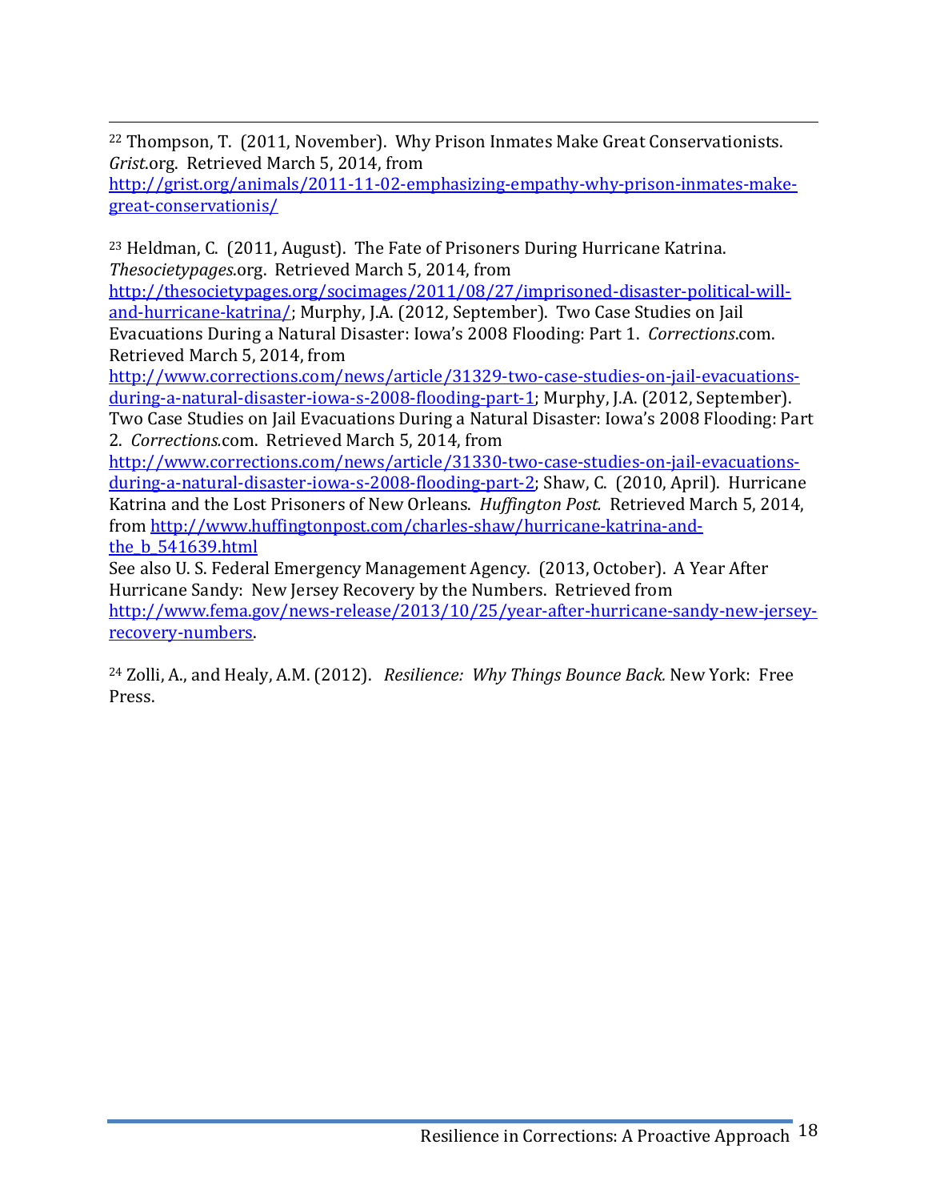[22] Thompson, T. (2011, November). Why Prison Inmates Make Great Conservationists. *Grist*.org. Retrieved March 5, 2014, from http://grist.org/animals/2011-11-02-emphasizing-empathy-why-prison-inmates-make-great-conservationis/

[23] Heldman, C. (2011, August). The Fate of Prisoners During Hurricane Katrina. *Thesocietypages*.org. Retrieved March 5, 2014, from http://thesocietypages.org/socimages/2011/08/27/imprisoned-disaster-political-will-and-hurricane-katrina/; Murphy, J.A. (2012, September). Two Case Studies on Jail Evacuations During a Natural Disaster: Iowa's 2008 Flooding: Part 1. *Corrections*.com. Retrieved March 5, 2014, from http://www.corrections.com/news/article/31329-two-case-studies-on-jail-evacuations-during-a-natural-disaster-iowa-s-2008-flooding-part-1; Murphy, J.A. (2012, September). Two Case Studies on Jail Evacuations During a Natural Disaster: Iowa's 2008 Flooding: Part 2. *Corrections*.com. Retrieved March 5, 2014, from http://www.corrections.com/news/article/31330-two-case-studies-on-jail-evacuations-during-a-natural-disaster-iowa-s-2008-flooding-part-2; Shaw, C. (2010, April). Hurricane Katrina and the Lost Prisoners of New Orleans. *Huffington Post.* Retrieved March 5, 2014, from http://www.huffingtonpost.com/charles-shaw/hurricane-katrina-and-the_b_541639.html
See also U. S. Federal Emergency Management Agency. (2013, October). A Year After Hurricane Sandy: New Jersey Recovery by the Numbers. Retrieved from http://www.fema.gov/news-release/2013/10/25/year-after-hurricane-sandy-new-jersey-recovery-numbers.

[24] Zolli, A., and Healy, A.M. (2012). *Resilience: Why Things Bounce Back.* New York: Free Press.